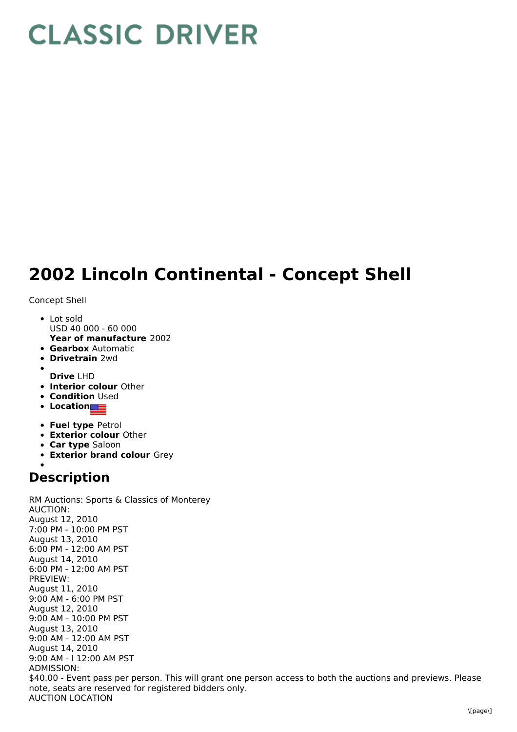# CLASSIC DRIVER

# 2002 Lincoln Continental - Concept Shell

Concept Shell

- Lot sold
  USD 40 000 - 60 000
  **Year of manufacture** 2002
- **Gearbox** Automatic
- **Drivetrain** 2wd
- 
  **Drive** LHD
- **Interior colour** Other
- **Condition** Used
- **Location**
- **Fuel type** Petrol
- **Exterior colour** Other
- **Car type** Saloon
- **Exterior brand colour** Grey
- 

## Description

RM Auctions: Sports & Classics of Monterey
AUCTION:
August 12, 2010
7:00 PM - 10:00 PM PST
August 13, 2010
6:00 PM - 12:00 AM PST
August 14, 2010
6:00 PM - 12:00 AM PST
PREVIEW:
August 11, 2010
9:00 AM - 6:00 PM PST
August 12, 2010
9:00 AM - 10:00 PM PST
August 13, 2010
9:00 AM - 12:00 AM PST
August 14, 2010
9:00 AM - l 12:00 AM PST
ADMISSION:
$40.00 - Event pass per person. This will grant one person access to both the auctions and previews. Please note, seats are reserved for registered bidders only.
AUCTION LOCATION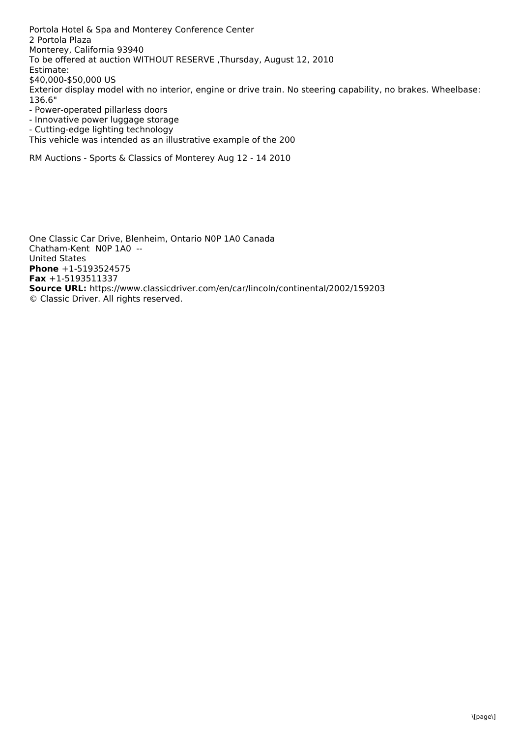Portola Hotel & Spa and Monterey Conference Center
2 Portola Plaza
Monterey, California 93940
To be offered at auction WITHOUT RESERVE ,Thursday, August 12, 2010
Estimate:
$40,000-$50,000 US
Exterior display model with no interior, engine or drive train. No steering capability, no brakes. Wheelbase: 136.6"

- Power-operated pillarless doors
- Innovative power luggage storage
- Cutting-edge lighting technology

This vehicle was intended as an illustrative example of the 200

RM Auctions - Sports & Classics of Monterey Aug 12 - 14 2010

One Classic Car Drive, Blenheim, Ontario N0P 1A0 Canada
Chatham-Kent N0P 1A0 --
United States
**Phone** +1-5193524575
**Fax** +1-5193511337
**Source URL:** https://www.classicdriver.com/en/car/lincoln/continental/2002/159203
© Classic Driver. All rights reserved.